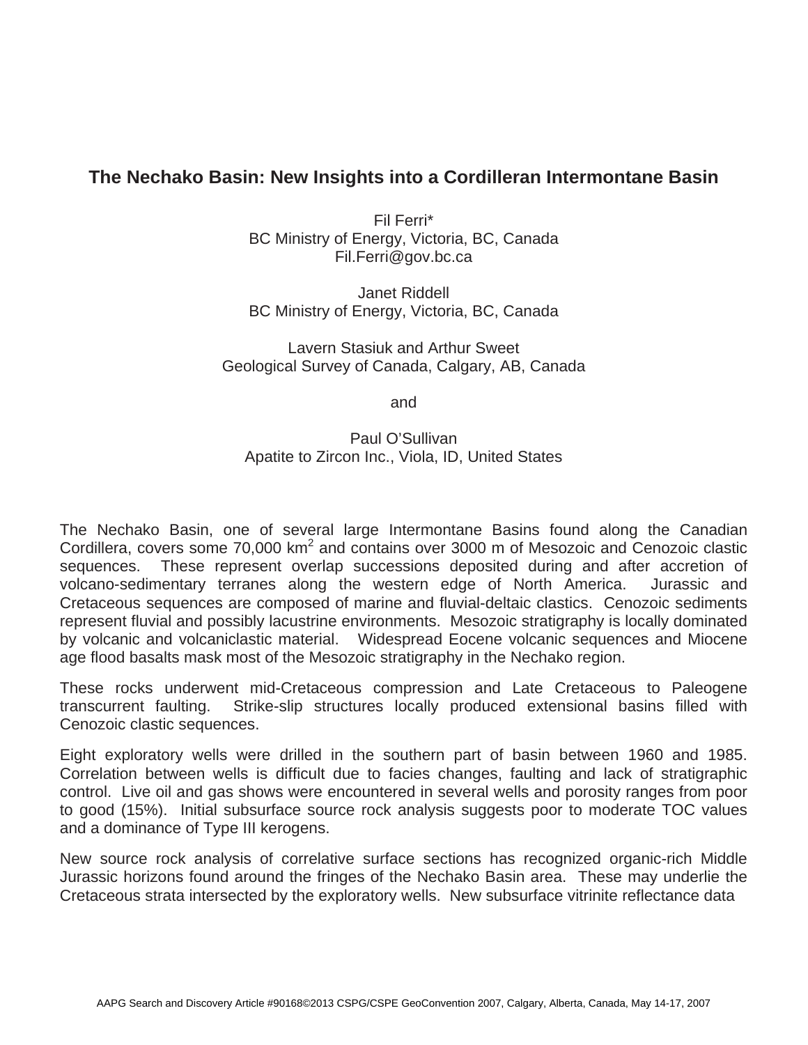# The Nechako Basin: New Insights into a Cordilleran Intermontane Basin

Fil Ferri*
BC Ministry of Energy, Victoria, BC, Canada
Fil.Ferri@gov.bc.ca

Janet Riddell
BC Ministry of Energy, Victoria, BC, Canada

Lavern Stasiuk and Arthur Sweet
Geological Survey of Canada, Calgary, AB, Canada

and

Paul O'Sullivan
Apatite to Zircon Inc., Viola, ID, United States

The Nechako Basin, one of several large Intermontane Basins found along the Canadian Cordillera, covers some 70,000 $km^2$ and contains over 3000 m of Mesozoic and Cenozoic clastic sequences. These represent overlap successions deposited during and after accretion of volcano-sedimentary terranes along the western edge of North America. Jurassic and Cretaceous sequences are composed of marine and fluvial-deltaic clastics. Cenozoic sediments represent fluvial and possibly lacustrine environments. Mesozoic stratigraphy is locally dominated by volcanic and volcaniclastic material. Widespread Eocene volcanic sequences and Miocene age flood basalts mask most of the Mesozoic stratigraphy in the Nechako region.

These rocks underwent mid-Cretaceous compression and Late Cretaceous to Paleogene transcurrent faulting. Strike-slip structures locally produced extensional basins filled with Cenozoic clastic sequences.

Eight exploratory wells were drilled in the southern part of basin between 1960 and 1985. Correlation between wells is difficult due to facies changes, faulting and lack of stratigraphic control. Live oil and gas shows were encountered in several wells and porosity ranges from poor to good (15%). Initial subsurface source rock analysis suggests poor to moderate TOC values and a dominance of Type III kerogens.

New source rock analysis of correlative surface sections has recognized organic-rich Middle Jurassic horizons found around the fringes of the Nechako Basin area. These may underlie the Cretaceous strata intersected by the exploratory wells. New subsurface vitrinite reflectance data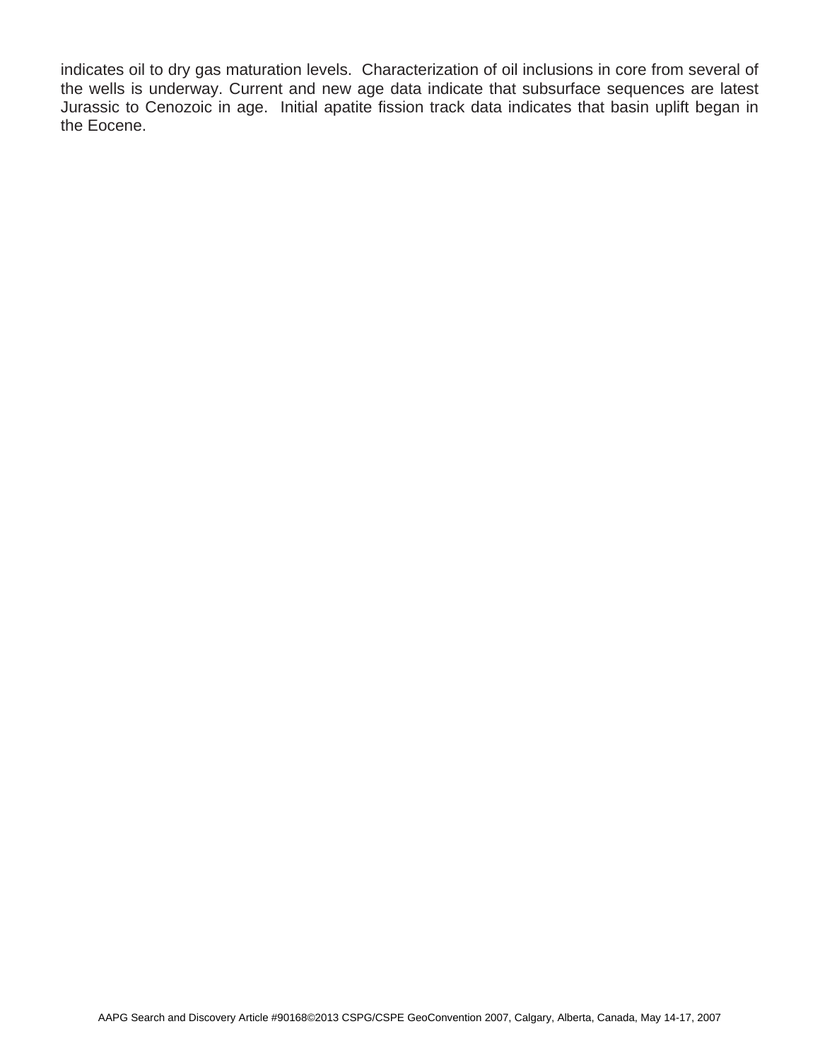indicates oil to dry gas maturation levels. Characterization of oil inclusions in core from several of the wells is underway. Current and new age data indicate that subsurface sequences are latest Jurassic to Cenozoic in age. Initial apatite fission track data indicates that basin uplift began in the Eocene.